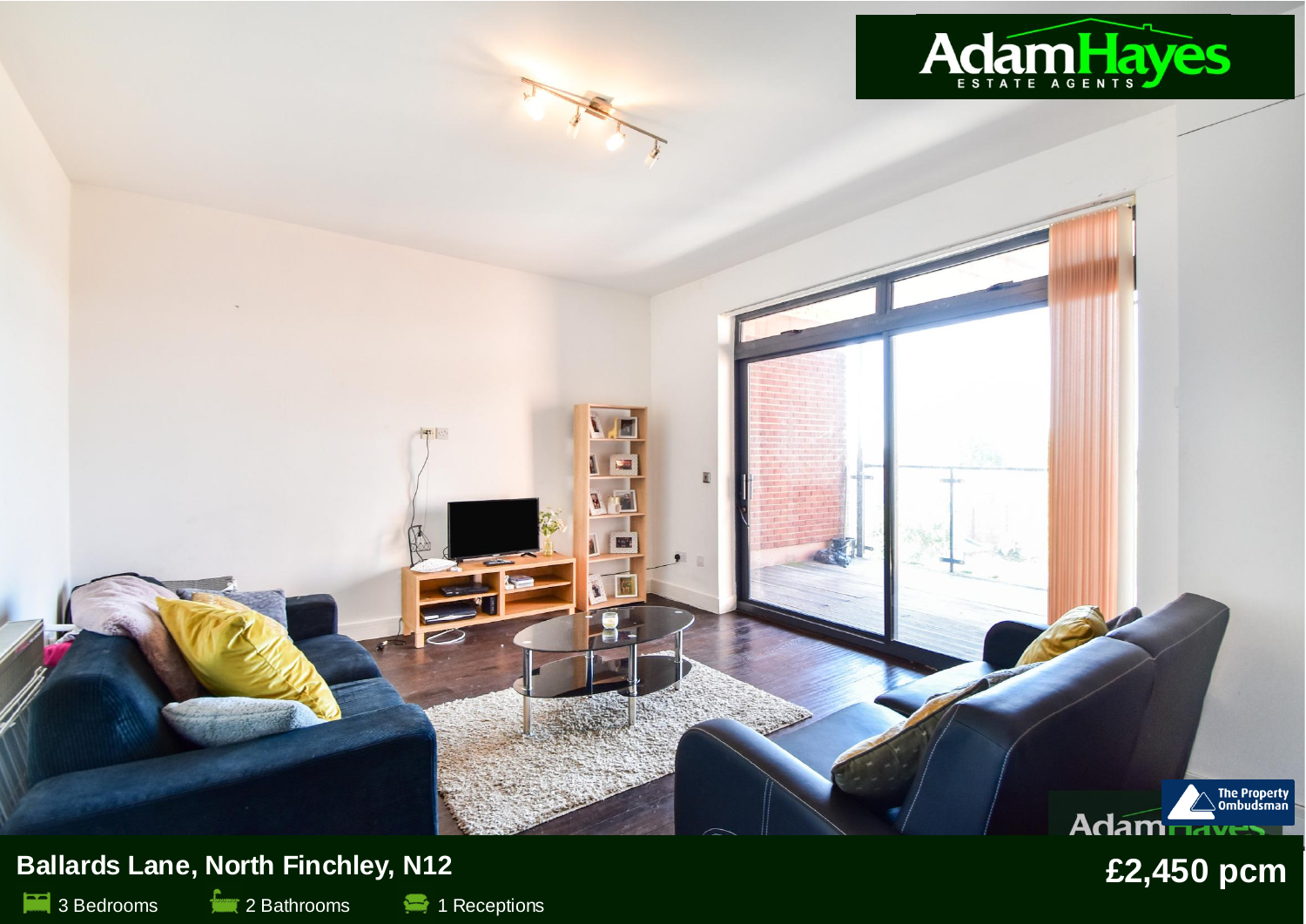AdamHayes ESTATE AGENTS

The Property Ombudsman

**Ballards Lane, North Finchley, N12**

**£2,450 pcm**

3 Bedrooms 2 Bathrooms 1 Receptions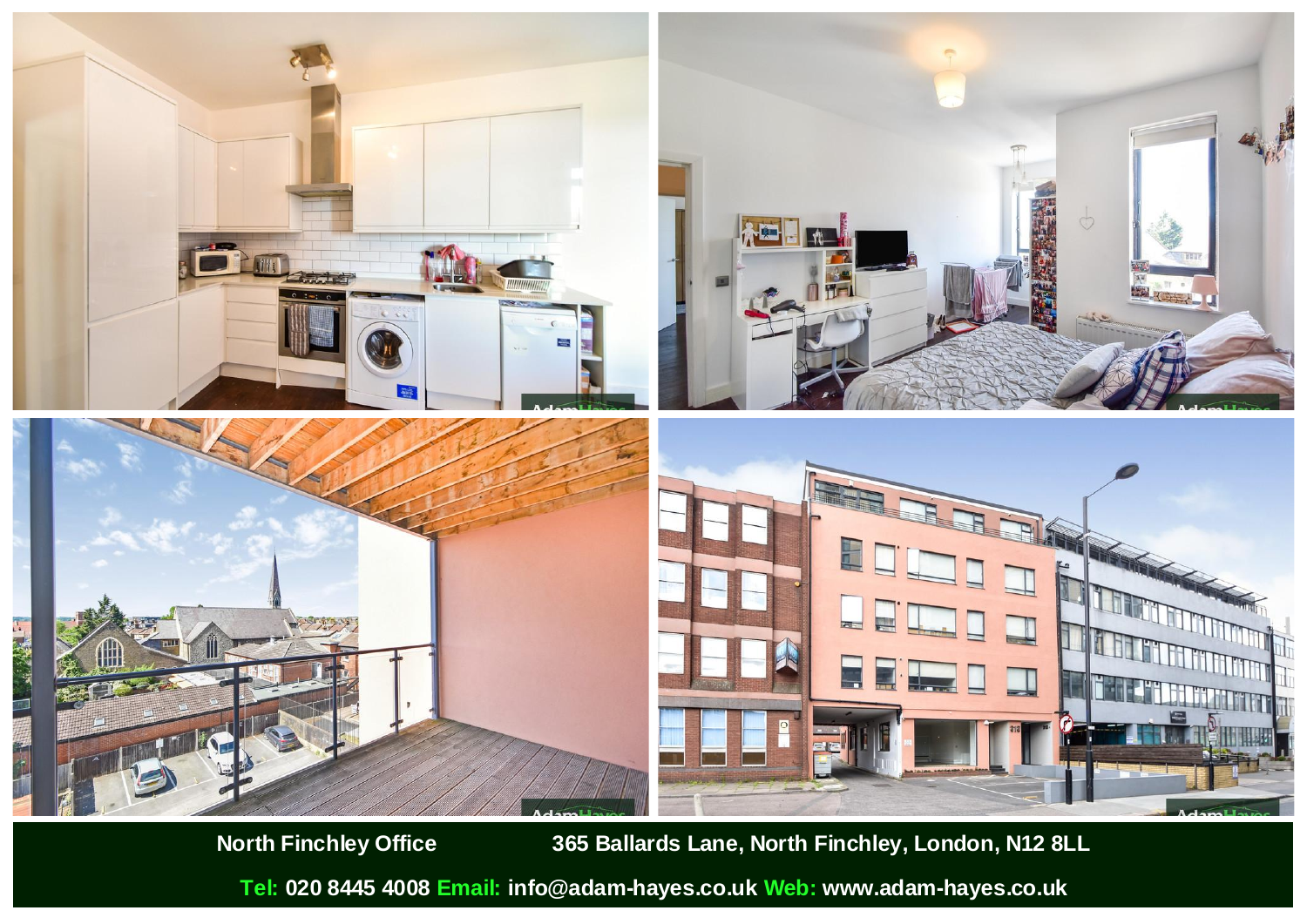**North Finchley Office** **365 Ballards Lane, North Finchley, London, N12 8LL**

**Tel:** 020 8445 4008 **Email:** info@adam-hayes.co.uk **Web:** www.adam-hayes.co.uk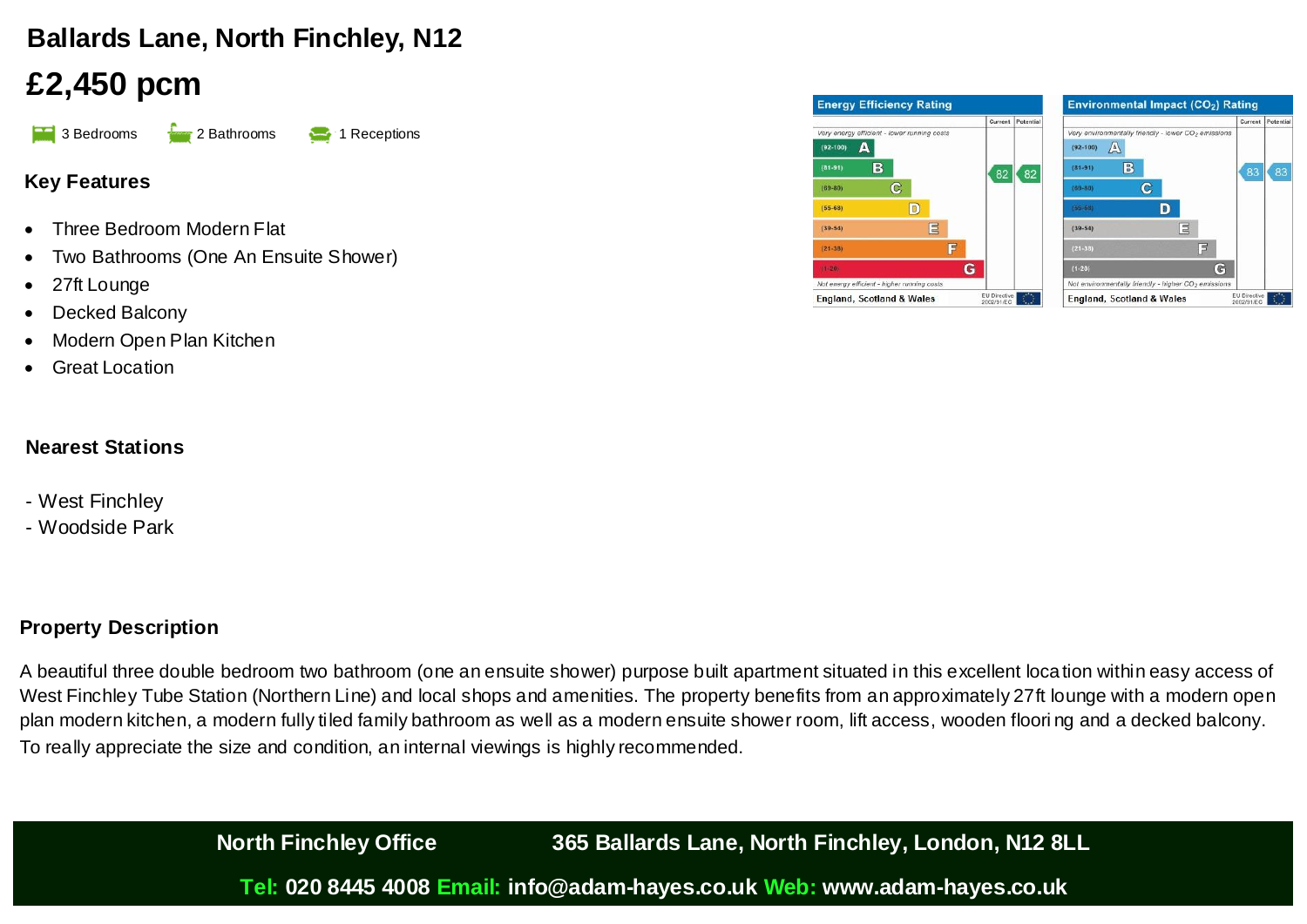# Ballards Lane, North Finchley, N12

## £2,450 pcm

3 Bedrooms 2 Bathrooms 1 Receptions

### Key Features

- Three Bedroom Modern Flat
- Two Bathrooms (One An Ensuite Shower)
- 27ft Lounge
- Decked Balcony
- Modern Open Plan Kitchen
- Great Location

### Nearest Stations

- West Finchley
- Woodside Park

| Energy Efficiency Rating | Current | Potential |
| --- | --- | --- |
| *Very energy efficient - lower running costs* | | |
| (92-100) A | | |
| (81-91) B | 82 | 82 |
| (69-80) C | | |
| (55-68) D | | |
| (39-54) E | | |
| (21-38) F | | |
| (1-20) G | | |
| *Not energy efficient - higher running costs* | | |
| England, Scotland & Wales | EU Directive 2002/91/EC | |

| Environmental Impact ($CO_2$) Rating | Current | Potential |
| --- | --- | --- |
| *Very environmentally friendly - lower $CO_2$ emissions* | | |
| (92-100) A | | |
| (81-91) B | 83 | 83 |
| (69-80) C | | |
| (55-68) D | | |
| (39-54) E | | |
| (21-38) F | | |
| (1-20) G | | |
| *Not environmentally friendly - higher $CO_2$ emissions* | | |
| England, Scotland & Wales | EU Directive 2002/91/EC | |

### Property Description

A beautiful three double bedroom two bathroom (one an ensuite shower) purpose built apartment situated in this excellent location within easy access of West Finchley Tube Station (Northern Line) and local shops and amenities. The property benefits from an approximately 27ft lounge with a modern open plan modern kitchen, a modern fully tiled family bathroom as well as a modern ensuite shower room, lift access, wooden flooring and a decked balcony. To really appreciate the size and condition, an internal viewings is highly recommended.

**North Finchley Office** **365 Ballards Lane, North Finchley, London, N12 8LL**

**Tel:** 020 8445 4008 **Email:** info@adam-hayes.co.uk **Web:** www.adam-hayes.co.uk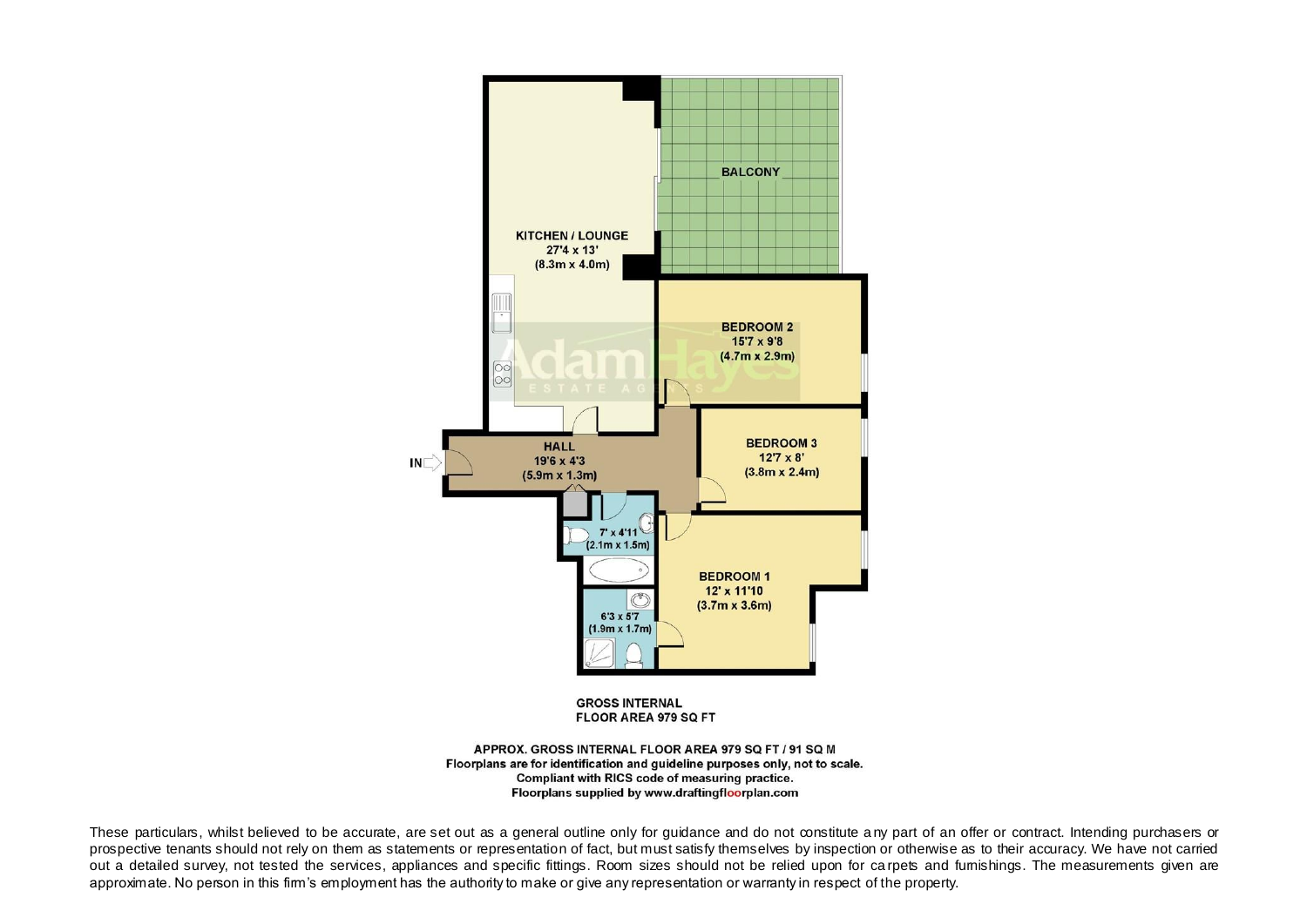BALCONY

KITCHEN / LOUNGE
27'4 x 13'
(8.3m x 4.0m)

BEDROOM 2
15'7 x 9'8
(4.7m x 2.9m)

BEDROOM 3
12'7 x 8'
(3.8m x 2.4m)

HALL
19'6 x 4'3
(5.9m x 1.3m)

IN

7' x 4'11
(2.1m x 1.5m)

BEDROOM 1
12' x 11'10
(3.7m x 3.6m)

6'3 x 5'7
(1.9m x 1.7m)

GROSS INTERNAL
FLOOR AREA 979 SQ FT

APPROX. GROSS INTERNAL FLOOR AREA 979 SQ FT / 91 SQ M
Floorplans are for identification and guideline purposes only, not to scale.
Compliant with RICS code of measuring practice.
Floorplans supplied by www.draftingfloorplan.com

These particulars, whilst believed to be accurate, are set out as a general outline only for guidance and do not constitute any part of an offer or contract. Intending purchasers or prospective tenants should not rely on them as statements or representation of fact, but must satisfy themselves by inspection or otherwise as to their accuracy. We have not carried out a detailed survey, not tested the services, appliances and specific fittings. Room sizes should not be relied upon for carpets and furnishings. The measurements given are approximate. No person in this firm's employment has the authority to make or give any representation or warranty in respect of the property.